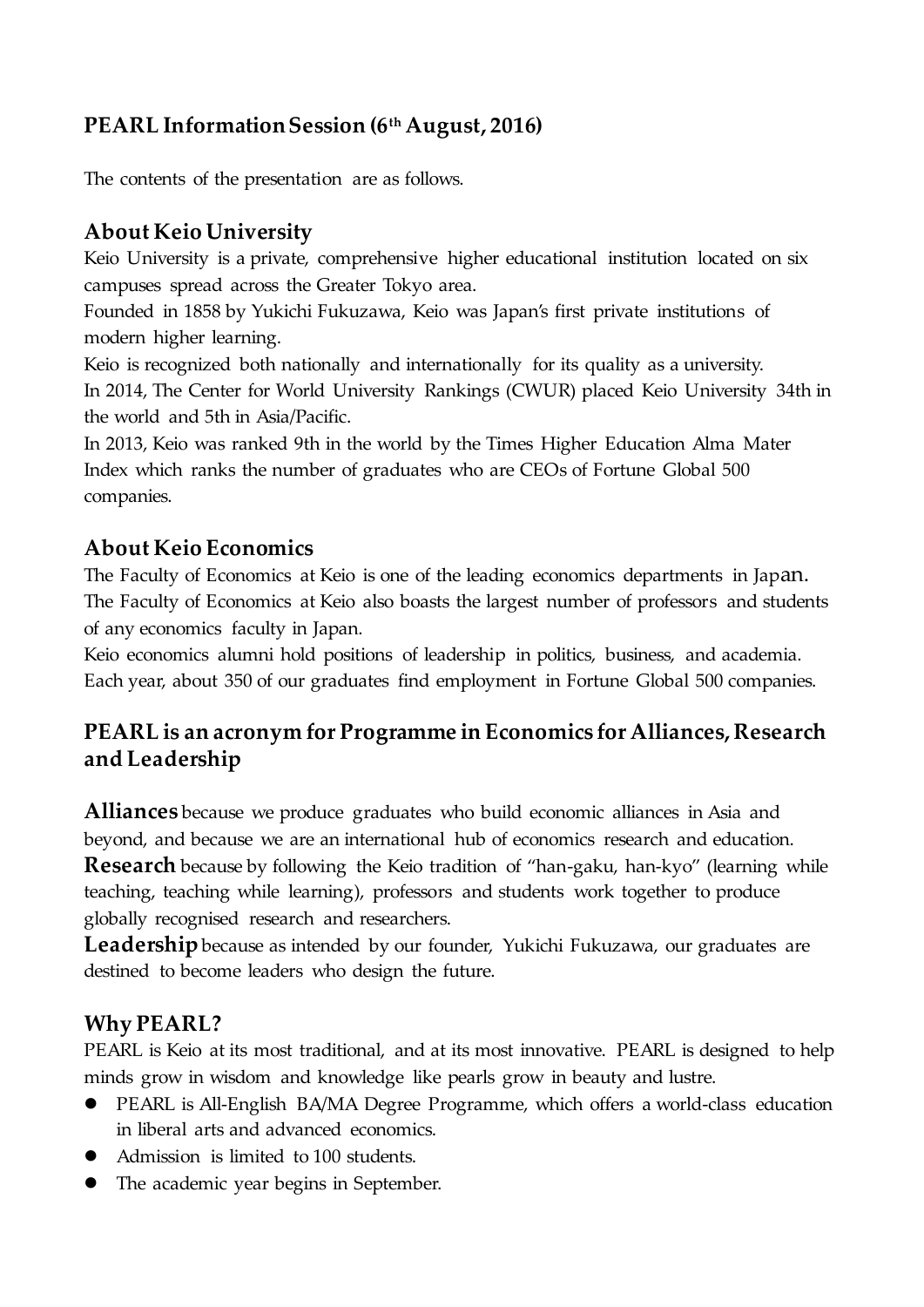## PEARL Information Session (6th August, 2016)

The contents of the presentation are as follows.

### About Keio University

Keio University is a private, comprehensive higher educational institution located on six campuses spread across the Greater Tokyo area.
Founded in 1858 by Yukichi Fukuzawa, Keio was Japan's first private institutions of modern higher learning.
Keio is recognized both nationally and internationally for its quality as a university.
In 2014, The Center for World University Rankings (CWUR) placed Keio University 34th in the world and 5th in Asia/Pacific.
In 2013, Keio was ranked 9th in the world by the Times Higher Education Alma Mater Index which ranks the number of graduates who are CEOs of Fortune Global 500 companies.

### About Keio Economics

The Faculty of Economics at Keio is one of the leading economics departments in Japan.
The Faculty of Economics at Keio also boasts the largest number of professors and students of any economics faculty in Japan.
Keio economics alumni hold positions of leadership in politics, business, and academia.
Each year, about 350 of our graduates find employment in Fortune Global 500 companies.

### PEARL is an acronym for Programme in Economics for Alliances, Research and Leadership

**Alliances** because we produce graduates who build economic alliances in Asia and beyond, and because we are an international hub of economics research and education.
**Research** because by following the Keio tradition of "han-gaku, han-kyo" (learning while teaching, teaching while learning), professors and students work together to produce globally recognised research and researchers.
**Leadership** because as intended by our founder, Yukichi Fukuzawa, our graduates are destined to become leaders who design the future.

### Why PEARL?

PEARL is Keio at its most traditional, and at its most innovative. PEARL is designed to help minds grow in wisdom and knowledge like pearls grow in beauty and lustre.

- PEARL is All-English BA/MA Degree Programme, which offers a world-class education in liberal arts and advanced economics.
- Admission is limited to 100 students.
- The academic year begins in September.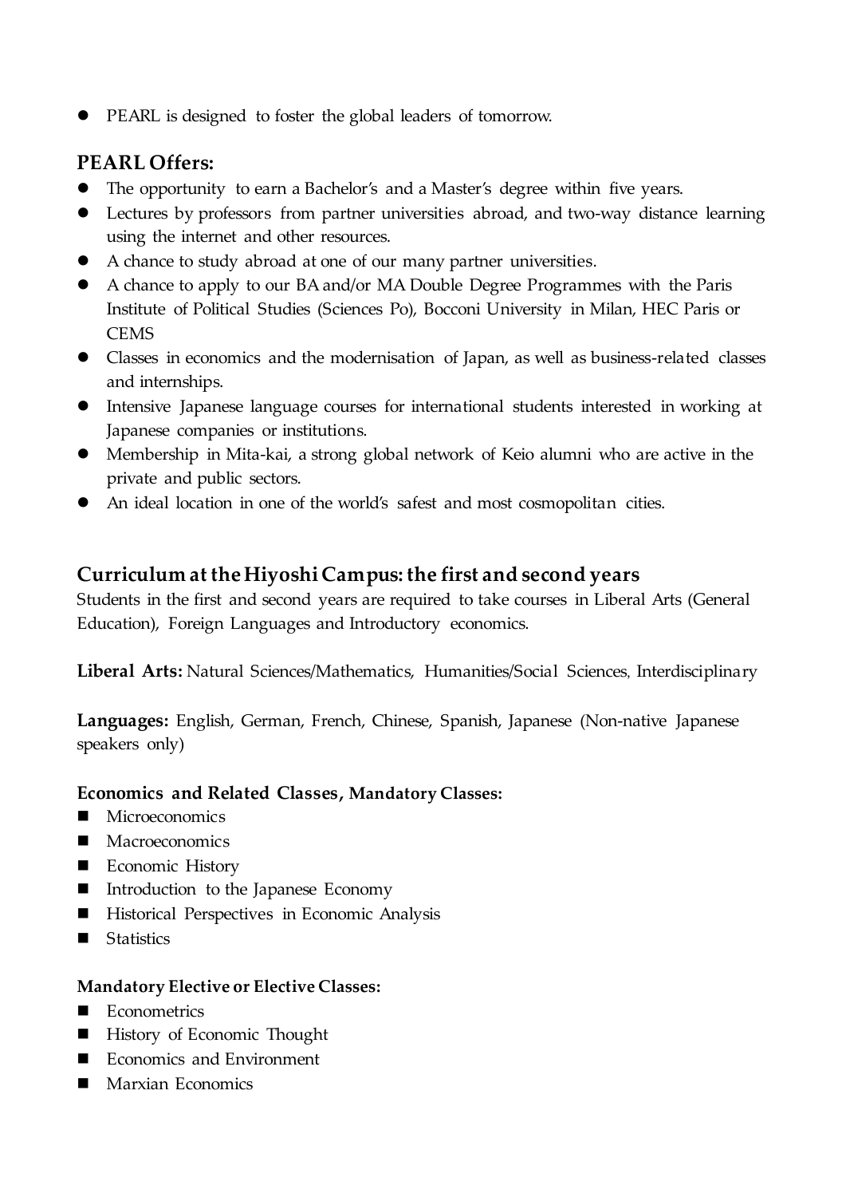- PEARL is designed to foster the global leaders of tomorrow.

## PEARL Offers:

- The opportunity to earn a Bachelor's and a Master's degree within five years.
- Lectures by professors from partner universities abroad, and two-way distance learning using the internet and other resources.
- A chance to study abroad at one of our many partner universities.
- A chance to apply to our BA and/or MA Double Degree Programmes with the Paris Institute of Political Studies (Sciences Po), Bocconi University in Milan, HEC Paris or CEMS
- Classes in economics and the modernisation of Japan, as well as business-related classes and internships.
- Intensive Japanese language courses for international students interested in working at Japanese companies or institutions.
- Membership in Mita-kai, a strong global network of Keio alumni who are active in the private and public sectors.
- An ideal location in one of the world's safest and most cosmopolitan cities.

## Curriculum at the Hiyoshi Campus: the first and second years

Students in the first and second years are required to take courses in Liberal Arts (General Education), Foreign Languages and Introductory economics.

**Liberal Arts:** Natural Sciences/Mathematics, Humanities/Social Sciences, Interdisciplinary

**Languages:** English, German, French, Chinese, Spanish, Japanese (Non-native Japanese speakers only)

### Economics and Related Classes, Mandatory Classes:

- Microeconomics
- Macroeconomics
- Economic History
- Introduction to the Japanese Economy
- Historical Perspectives in Economic Analysis
- Statistics

### Mandatory Elective or Elective Classes:

- Econometrics
- History of Economic Thought
- Economics and Environment
- Marxian Economics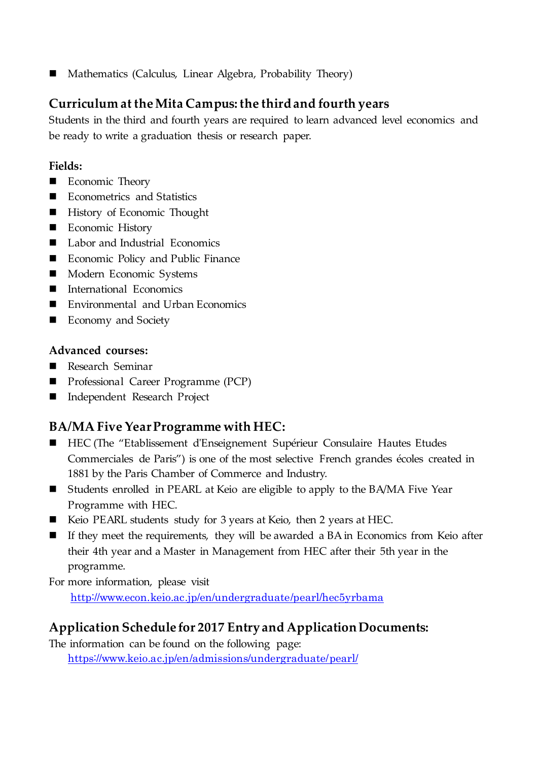- Mathematics (Calculus, Linear Algebra, Probability Theory)

## Curriculum at the Mita Campus: the third and fourth years

Students in the third and fourth years are required to learn advanced level economics and be ready to write a graduation thesis or research paper.

**Fields:**

- Economic Theory
- Econometrics and Statistics
- History of Economic Thought
- Economic History
- Labor and Industrial Economics
- Economic Policy and Public Finance
- Modern Economic Systems
- International Economics
- Environmental and Urban Economics
- Economy and Society

**Advanced courses:**

- Research Seminar
- Professional Career Programme (PCP)
- Independent Research Project

## BA/MA Five Year Programme with HEC:

- HEC (The "Etablissement d'Enseignement Supérieur Consulaire Hautes Etudes Commerciales de Paris") is one of the most selective French grandes écoles created in 1881 by the Paris Chamber of Commerce and Industry.
- Students enrolled in PEARL at Keio are eligible to apply to the BA/MA Five Year Programme with HEC.
- Keio PEARL students study for 3 years at Keio, then 2 years at HEC.
- If they meet the requirements, they will be awarded a BA in Economics from Keio after their 4th year and a Master in Management from HEC after their 5th year in the programme.

For more information, please visit

http://www.econ.keio.ac.jp/en/undergraduate/pearl/hec5yrbama

## Application Schedule for 2017 Entry and Application Documents:

The information can be found on the following page:

https://www.keio.ac.jp/en/admissions/undergraduate/pearl/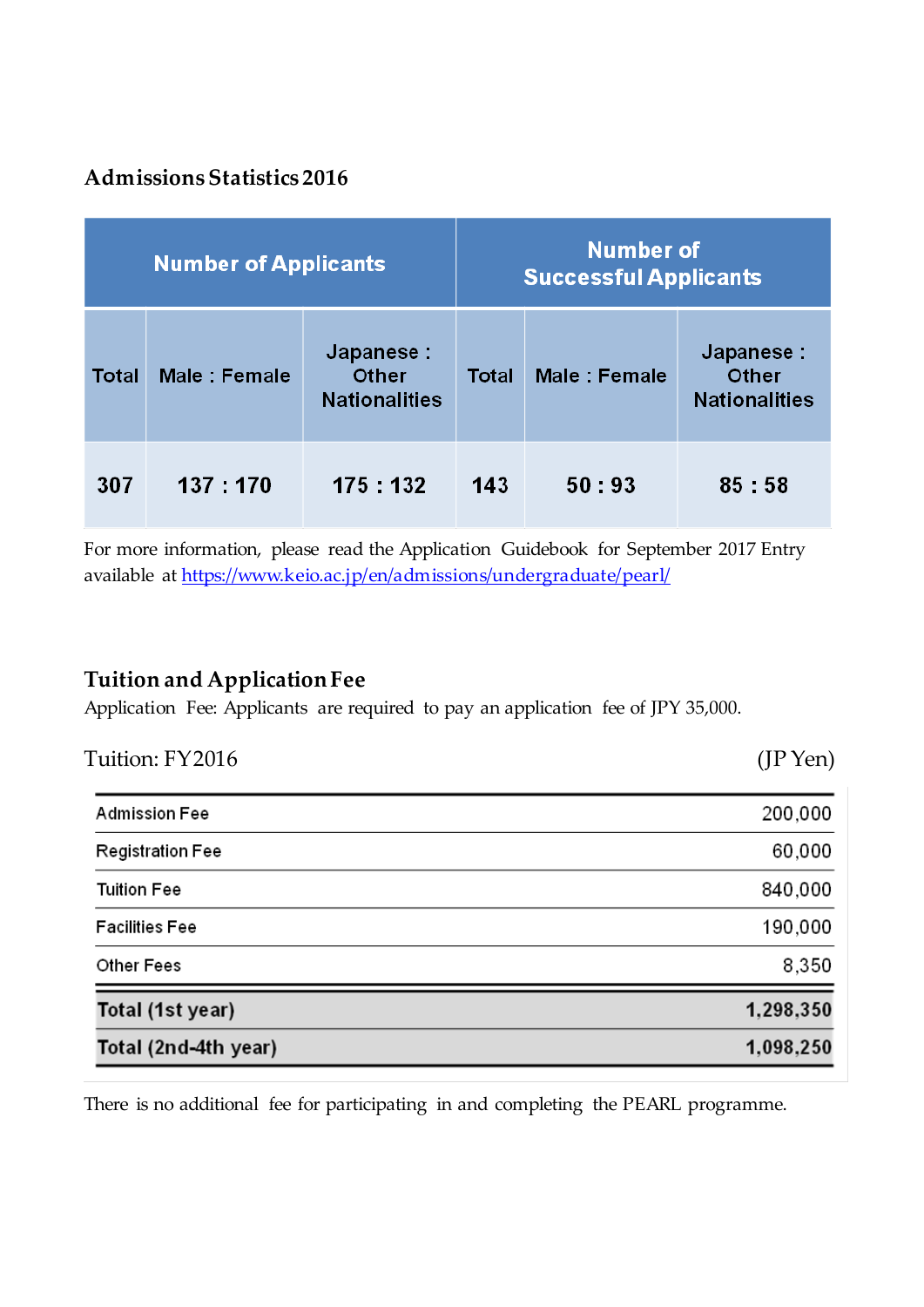## Admissions Statistics 2016

| Number of Applicants | | | Number of Successful Applicants | | |
|---|---|---|---|---|---|
| Total | Male : Female | Japanese : Other Nationalities | Total | Male : Female | Japanese : Other Nationalities |
| 307 | 137 : 170 | 175 : 132 | 143 | 50 : 93 | 85 : 58 |

For more information, please read the Application Guidebook for September 2017 Entry available at https://www.keio.ac.jp/en/admissions/undergraduate/pearl/

## Tuition and Application Fee

Application Fee: Applicants are required to pay an application fee of JPY 35,000.

Tuition: FY2016 (JP Yen)

| Item | Amount |
|---|---|
| Admission Fee | 200,000 |
| Registration Fee | 60,000 |
| Tuition Fee | 840,000 |
| Facilities Fee | 190,000 |
| Other Fees | 8,350 |
| **Total (1st year)** | **1,298,350** |
| **Total (2nd-4th year)** | **1,098,250** |

There is no additional fee for participating in and completing the PEARL programme.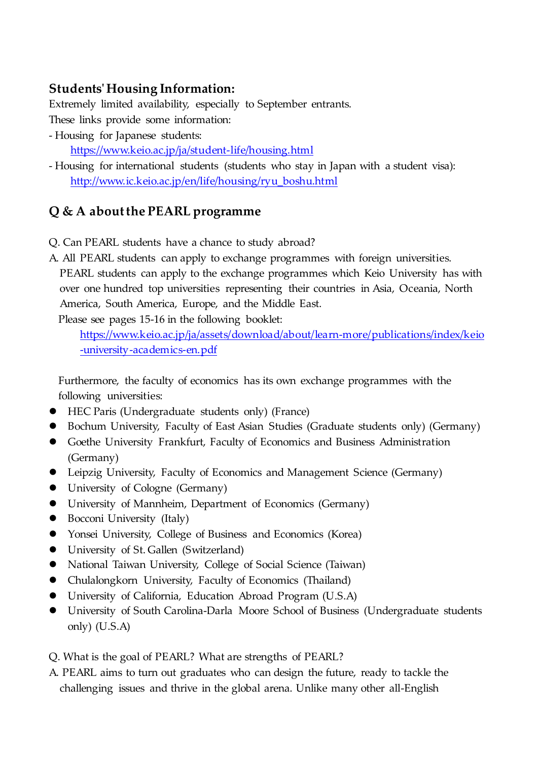## Students' Housing Information:

Extremely limited availability, especially to September entrants.

These links provide some information:

- Housing for Japanese students:
  https://www.keio.ac.jp/ja/student-life/housing.html
- Housing for international students (students who stay in Japan with a student visa):
  http://www.ic.keio.ac.jp/en/life/housing/ryu_boshu.html

## Q & A about the PEARL programme

Q. Can PEARL students have a chance to study abroad?

A. All PEARL students can apply to exchange programmes with foreign universities. PEARL students can apply to the exchange programmes which Keio University has with over one hundred top universities representing their countries in Asia, Oceania, North America, South America, Europe, and the Middle East.

Please see pages 15-16 in the following booklet:

https://www.keio.ac.jp/ja/assets/download/about/learn-more/publications/index/keio-university-academics-en.pdf

Furthermore, the faculty of economics has its own exchange programmes with the following universities:

- HEC Paris (Undergraduate students only) (France)
- Bochum University, Faculty of East Asian Studies (Graduate students only) (Germany)
- Goethe University Frankfurt, Faculty of Economics and Business Administration (Germany)
- Leipzig University, Faculty of Economics and Management Science (Germany)
- University of Cologne (Germany)
- University of Mannheim, Department of Economics (Germany)
- Bocconi University (Italy)
- Yonsei University, College of Business and Economics (Korea)
- University of St. Gallen (Switzerland)
- National Taiwan University, College of Social Science (Taiwan)
- Chulalongkorn University, Faculty of Economics (Thailand)
- University of California, Education Abroad Program (U.S.A)
- University of South Carolina-Darla Moore School of Business (Undergraduate students only) (U.S.A)

Q. What is the goal of PEARL? What are strengths of PEARL?

A. PEARL aims to turn out graduates who can design the future, ready to tackle the challenging issues and thrive in the global arena. Unlike many other all-English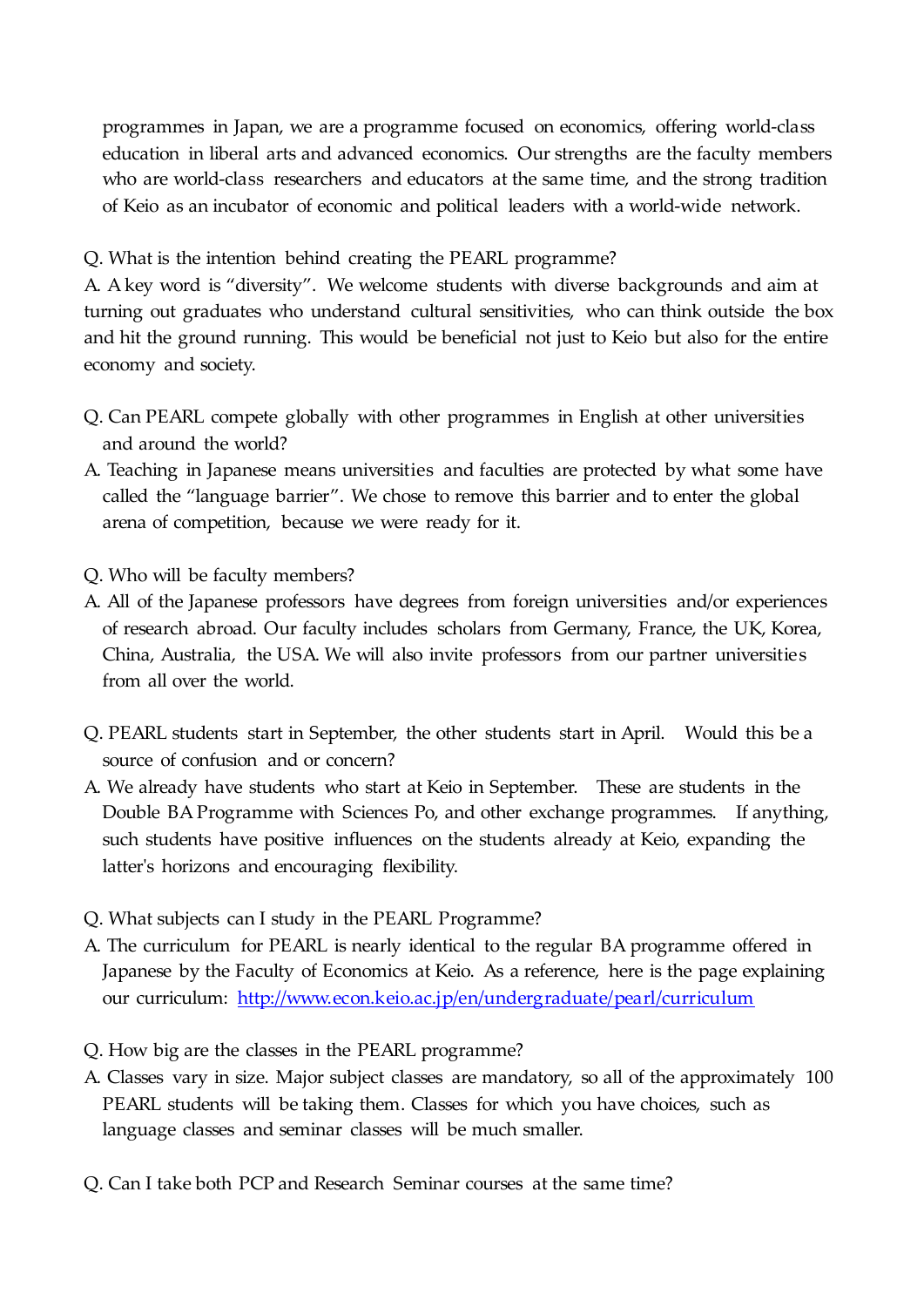programmes in Japan, we are a programme focused on economics, offering world-class education in liberal arts and advanced economics. Our strengths are the faculty members who are world-class researchers and educators at the same time, and the strong tradition of Keio as an incubator of economic and political leaders with a world-wide network.

Q. What is the intention behind creating the PEARL programme?
A. A key word is “diversity”. We welcome students with diverse backgrounds and aim at turning out graduates who understand cultural sensitivities, who can think outside the box and hit the ground running. This would be beneficial not just to Keio but also for the entire economy and society.

Q. Can PEARL compete globally with other programmes in English at other universities and around the world?
A. Teaching in Japanese means universities and faculties are protected by what some have called the “language barrier”. We chose to remove this barrier and to enter the global arena of competition, because we were ready for it.

Q. Who will be faculty members?
A. All of the Japanese professors have degrees from foreign universities and/or experiences of research abroad. Our faculty includes scholars from Germany, France, the UK, Korea, China, Australia, the USA. We will also invite professors from our partner universities from all over the world.

Q. PEARL students start in September, the other students start in April. Would this be a source of confusion and or concern?
A. We already have students who start at Keio in September. These are students in the Double BA Programme with Sciences Po, and other exchange programmes. If anything, such students have positive influences on the students already at Keio, expanding the latter's horizons and encouraging flexibility.

Q. What subjects can I study in the PEARL Programme?
A. The curriculum for PEARL is nearly identical to the regular BA programme offered in Japanese by the Faculty of Economics at Keio. As a reference, here is the page explaining our curriculum: http://www.econ.keio.ac.jp/en/undergraduate/pearl/curriculum

Q. How big are the classes in the PEARL programme?
A. Classes vary in size. Major subject classes are mandatory, so all of the approximately 100 PEARL students will be taking them. Classes for which you have choices, such as language classes and seminar classes will be much smaller.

Q. Can I take both PCP and Research Seminar courses at the same time?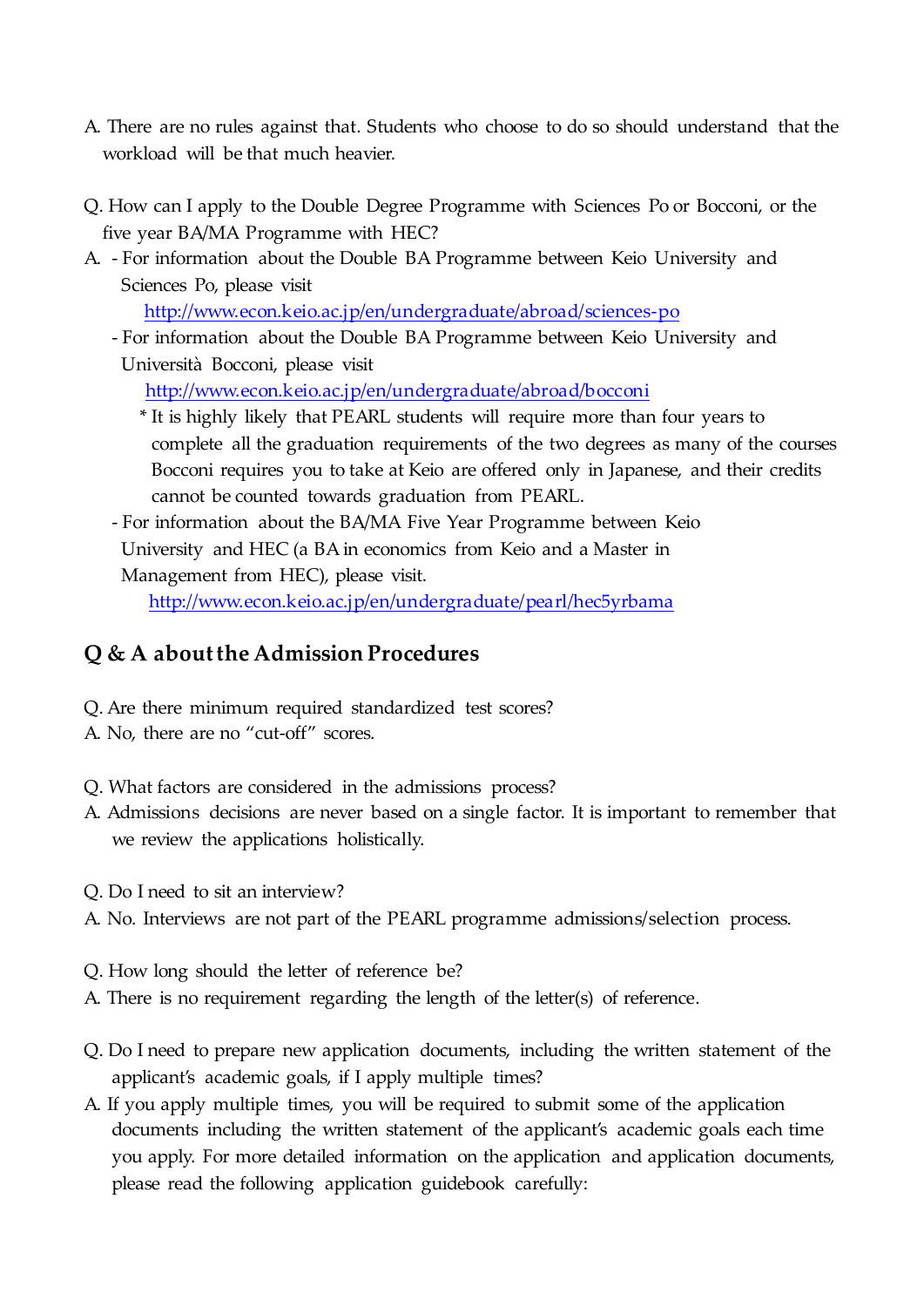A. There are no rules against that. Students who choose to do so should understand that the workload will be that much heavier.

Q. How can I apply to the Double Degree Programme with Sciences Po or Bocconi, or the five year BA/MA Programme with HEC?

A. - For information about the Double BA Programme between Keio University and Sciences Po, please visit
  http://www.econ.keio.ac.jp/en/undergraduate/abroad/sciences-po

- For information about the Double BA Programme between Keio University and Università Bocconi, please visit
  http://www.econ.keio.ac.jp/en/undergraduate/abroad/bocconi
  
  * It is highly likely that PEARL students will require more than four years to complete all the graduation requirements of the two degrees as many of the courses Bocconi requires you to take at Keio are offered only in Japanese, and their credits cannot be counted towards graduation from PEARL.

- For information about the BA/MA Five Year Programme between Keio University and HEC (a BA in economics from Keio and a Master in Management from HEC), please visit.
  http://www.econ.keio.ac.jp/en/undergraduate/pearl/hec5yrbama

## Q & A about the Admission Procedures

Q. Are there minimum required standardized test scores?

A. No, there are no "cut-off" scores.

Q. What factors are considered in the admissions process?

A. Admissions decisions are never based on a single factor. It is important to remember that we review the applications holistically.

Q. Do I need to sit an interview?

A. No. Interviews are not part of the PEARL programme admissions/selection process.

Q. How long should the letter of reference be?

A. There is no requirement regarding the length of the letter(s) of reference.

Q. Do I need to prepare new application documents, including the written statement of the applicant's academic goals, if I apply multiple times?

A. If you apply multiple times, you will be required to submit some of the application documents including the written statement of the applicant's academic goals each time you apply. For more detailed information on the application and application documents, please read the following application guidebook carefully: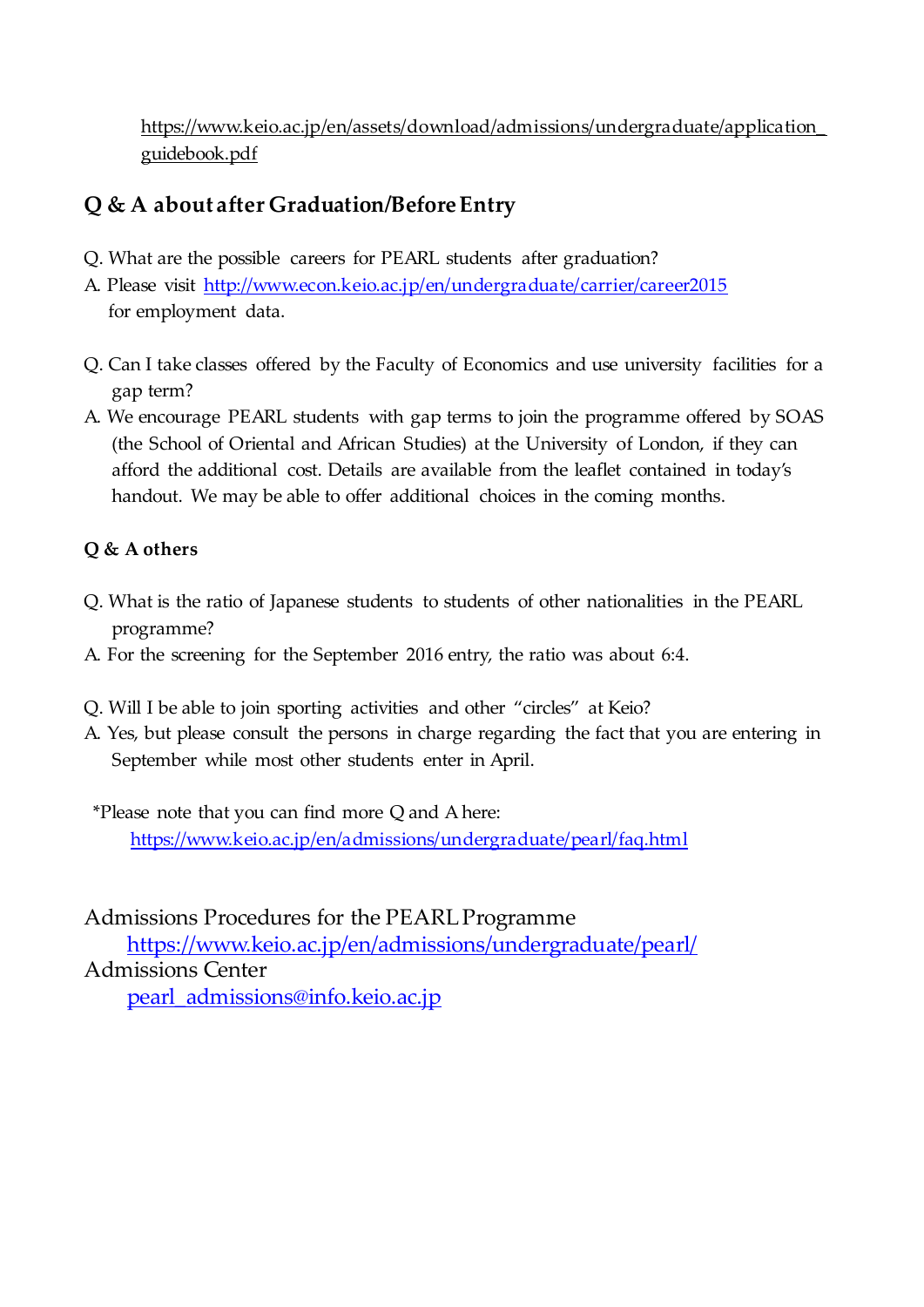https://www.keio.ac.jp/en/assets/download/admissions/undergraduate/application_guidebook.pdf

## Q & A about after Graduation/Before Entry

Q. What are the possible careers for PEARL students after graduation?

A. Please visit http://www.econ.keio.ac.jp/en/undergraduate/carrier/career2015 for employment data.

Q. Can I take classes offered by the Faculty of Economics and use university facilities for a gap term?

A. We encourage PEARL students with gap terms to join the programme offered by SOAS (the School of Oriental and African Studies) at the University of London, if they can afford the additional cost. Details are available from the leaflet contained in today's handout. We may be able to offer additional choices in the coming months.

### Q & A others

Q. What is the ratio of Japanese students to students of other nationalities in the PEARL programme?

A. For the screening for the September 2016 entry, the ratio was about 6:4.

Q. Will I be able to join sporting activities and other "circles" at Keio?

A. Yes, but please consult the persons in charge regarding the fact that you are entering in September while most other students enter in April.

*Please note that you can find more Q and A here:
https://www.keio.ac.jp/en/admissions/undergraduate/pearl/faq.html

Admissions Procedures for the PEARL Programme
https://www.keio.ac.jp/en/admissions/undergraduate/pearl/

Admissions Center
pearl_admissions@info.keio.ac.jp